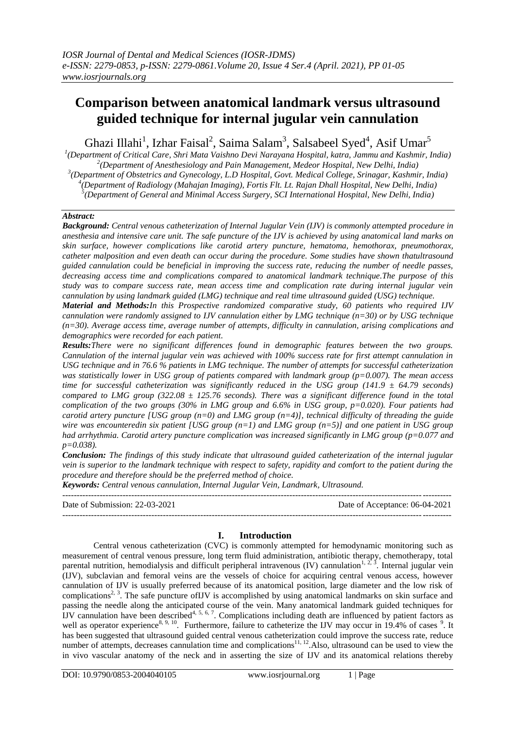# Comparison between anatomical landmark versus ultrasound guided technique for internal jugular vein cannulation

Ghazi Illahi[1], Izhar Faisal[2], Saima Salam[3], Salsabeel Syed[4], Asif Umar[5]

[1](Department of Critical Care, Shri Mata Vaishno Devi Narayana Hospital, katra, Jammu and Kashmir, India)
[2](Department of Anesthesiology and Pain Management, Medeor Hospital, New Delhi, India)
[3](Department of Obstetrics and Gynecology, L.D Hospital, Govt. Medical College, Srinagar, Kashmir, India)
[4](Department of Radiology (Mahajan Imaging), Fortis Flt. Lt. Rajan Dhall Hospital, New Delhi, India)
[5](Department of General and Minimal Access Surgery, SCI International Hospital, New Delhi, India)

***Abstract:***

***Background:*** *Central venous catheterization of Internal Jugular Vein (IJV) is commonly attempted procedure in anesthesia and intensive care unit. The safe puncture of the IJV is achieved by using anatomical land marks on skin surface, however complications like carotid artery puncture, hematoma, hemothorax, pneumothorax, catheter malposition and even death can occur during the procedure. Some studies have shown thatultrasound guided cannulation could be beneficial in improving the success rate, reducing the number of needle passes, decreasing access time and complications compared to anatomical landmark technique.The purpose of this study was to compare success rate, mean access time and complication rate during internal jugular vein cannulation by using landmark guided (LMG) technique and real time ultrasound guided (USG) technique.*

***Material and Methods:*** *In this Prospective randomized comparative study, 60 patients who required IJV cannulation were randomly assigned to IJV cannulation either by LMG technique (n=30) or by USG technique (n=30). Average access time, average number of attempts, difficulty in cannulation, arising complications and demographics were recorded for each patient.*

***Results:*** *There were no significant differences found in demographic features between the two groups. Cannulation of the internal jugular vein was achieved with 100% success rate for first attempt cannulation in USG technique and in 76.6 % patients in LMG technique. The number of attempts for successful catheterization was statistically lower in USG group of patients compared with landmark group (p=0.007). The mean access time for successful catheterization was significantly reduced in the USG group (141.9 ± 64.79 seconds) compared to LMG group (322.08 ± 125.76 seconds). There was a significant difference found in the total complication of the two groups (30% in LMG group and 6.6% in USG group, p=0.020). Four patients had carotid artery puncture [USG group (n=0) and LMG group (n=4)], technical difficulty of threading the guide wire was encounteredin six patient [USG group (n=1) and LMG group (n=5)] and one patient in USG group had arrhythmia. Carotid artery puncture complication was increased significantly in LMG group (p=0.077 and p=0.038).*

***Conclusion:*** *The findings of this study indicate that ultrasound guided catheterization of the internal jugular vein is superior to the landmark technique with respect to safety, rapidity and comfort to the patient during the procedure and therefore should be the preferred method of choice.*

***Keywords:*** *Central venous cannulation, Internal Jugular Vein, Landmark, Ultrasound.*

---

Date of Submission: 22-03-2021 | Date of Acceptance: 06-04-2021

---

## I. Introduction

Central venous catheterization (CVC) is commonly attempted for hemodynamic monitoring such as measurement of central venous pressure, long term fluid administration, antibiotic therapy, chemotherapy, total parental nutrition, hemodialysis and difficult peripheral intravenous (IV) cannulation[1, 2, 3]. Internal jugular vein (IJV), subclavian and femoral veins are the vessels of choice for acquiring central venous access, however cannulation of IJV is usually preferred because of its anatomical position, large diameter and the low risk of complications[2, 3]. The safe puncture ofIJV is accomplished by using anatomical landmarks on skin surface and passing the needle along the anticipated course of the vein. Many anatomical landmark guided techniques for IJV cannulation have been described[4, 5, 6, 7]. Complications including death are influenced by patient factors as well as operator experience[8, 9, 10]. Furthermore, failure to catheterize the IJV may occur in 19.4% of cases [9]. It has been suggested that ultrasound guided central venous catheterization could improve the success rate, reduce number of attempts, decreases cannulation time and complications[11, 12].Also, ultrasound can be used to view the in vivo vascular anatomy of the neck and in asserting the size of IJV and its anatomical relations thereby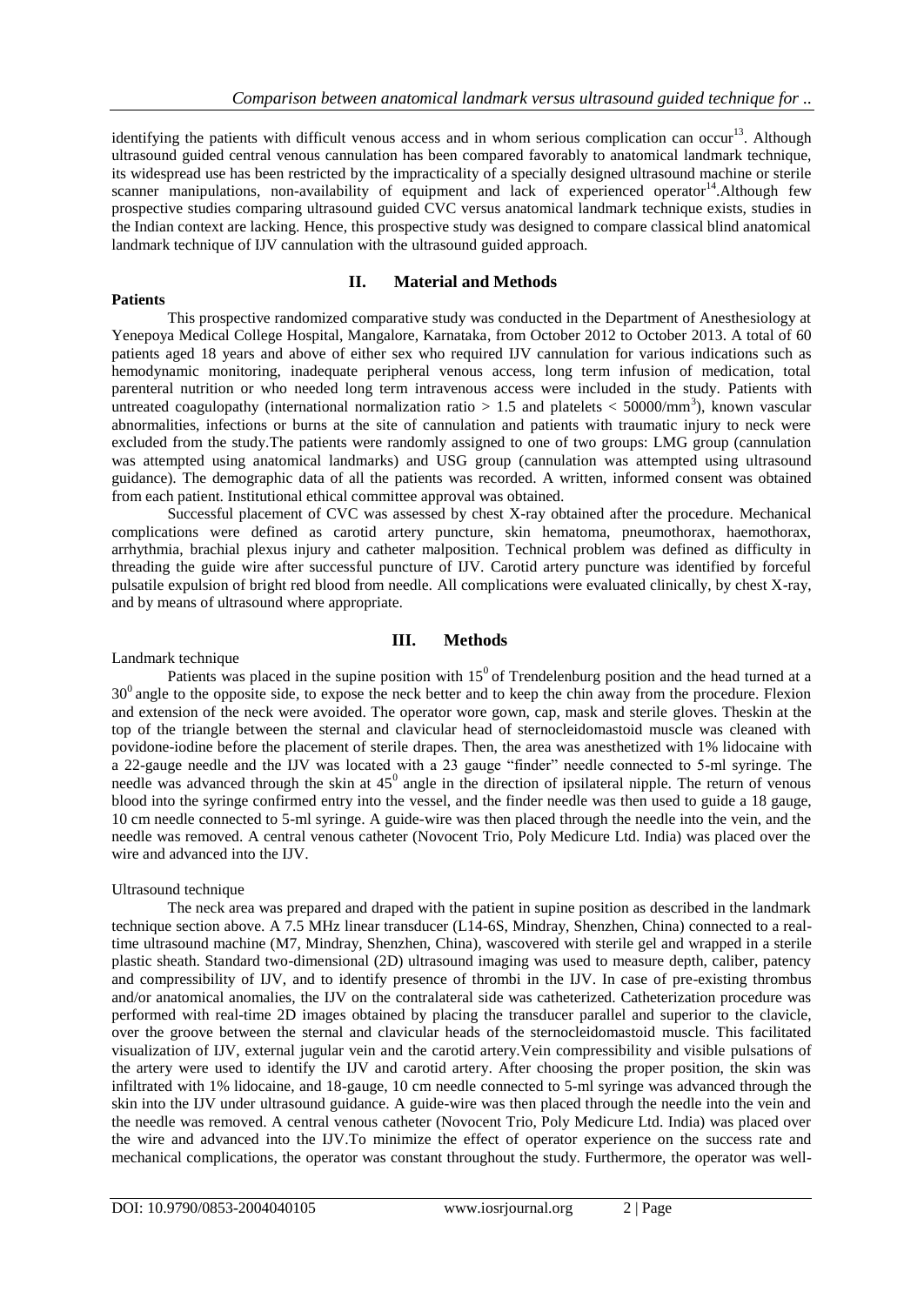identifying the patients with difficult venous access and in whom serious complication can occur[13]. Although ultrasound guided central venous cannulation has been compared favorably to anatomical landmark technique, its widespread use has been restricted by the impracticality of a specially designed ultrasound machine or sterile scanner manipulations, non-availability of equipment and lack of experienced operator[14].Although few prospective studies comparing ultrasound guided CVC versus anatomical landmark technique exists, studies in the Indian context are lacking. Hence, this prospective study was designed to compare classical blind anatomical landmark technique of IJV cannulation with the ultrasound guided approach.

## II. Material and Methods

### Patients

This prospective randomized comparative study was conducted in the Department of Anesthesiology at Yenepoya Medical College Hospital, Mangalore, Karnataka, from October 2012 to October 2013. A total of 60 patients aged 18 years and above of either sex who required IJV cannulation for various indications such as hemodynamic monitoring, inadequate peripheral venous access, long term infusion of medication, total parenteral nutrition or who needed long term intravenous access were included in the study. Patients with untreated coagulopathy (international normalization ratio > 1.5 and platelets < 50000/mm$^3$), known vascular abnormalities, infections or burns at the site of cannulation and patients with traumatic injury to neck were excluded from the study.The patients were randomly assigned to one of two groups: LMG group (cannulation was attempted using anatomical landmarks) and USG group (cannulation was attempted using ultrasound guidance). The demographic data of all the patients was recorded. A written, informed consent was obtained from each patient. Institutional ethical committee approval was obtained.

Successful placement of CVC was assessed by chest X-ray obtained after the procedure. Mechanical complications were defined as carotid artery puncture, skin hematoma, pneumothorax, haemothorax, arrhythmia, brachial plexus injury and catheter malposition. Technical problem was defined as difficulty in threading the guide wire after successful puncture of IJV. Carotid artery puncture was identified by forceful pulsatile expulsion of bright red blood from needle. All complications were evaluated clinically, by chest X-ray, and by means of ultrasound where appropriate.

## III. Methods

Landmark technique

Patients was placed in the supine position with 15$^0$ of Trendelenburg position and the head turned at a 30$^0$ angle to the opposite side, to expose the neck better and to keep the chin away from the procedure. Flexion and extension of the neck were avoided. The operator wore gown, cap, mask and sterile gloves. Theskin at the top of the triangle between the sternal and clavicular head of sternocleidomastoid muscle was cleaned with povidone-iodine before the placement of sterile drapes. Then, the area was anesthetized with 1% lidocaine with a 22-gauge needle and the IJV was located with a 23 gauge "finder" needle connected to 5-ml syringe. The needle was advanced through the skin at 45$^0$ angle in the direction of ipsilateral nipple. The return of venous blood into the syringe confirmed entry into the vessel, and the finder needle was then used to guide a 18 gauge, 10 cm needle connected to 5-ml syringe. A guide-wire was then placed through the needle into the vein, and the needle was removed. A central venous catheter (Novocent Trio, Poly Medicure Ltd. India) was placed over the wire and advanced into the IJV.

Ultrasound technique

The neck area was prepared and draped with the patient in supine position as described in the landmark technique section above. A 7.5 MHz linear transducer (L14-6S, Mindray, Shenzhen, China) connected to a real-time ultrasound machine (M7, Mindray, Shenzhen, China), wascovered with sterile gel and wrapped in a sterile plastic sheath. Standard two-dimensional (2D) ultrasound imaging was used to measure depth, caliber, patency and compressibility of IJV, and to identify presence of thrombi in the IJV. In case of pre-existing thrombus and/or anatomical anomalies, the IJV on the contralateral side was catheterized. Catheterization procedure was performed with real-time 2D images obtained by placing the transducer parallel and superior to the clavicle, over the groove between the sternal and clavicular heads of the sternocleidomastoid muscle. This facilitated visualization of IJV, external jugular vein and the carotid artery.Vein compressibility and visible pulsations of the artery were used to identify the IJV and carotid artery. After choosing the proper position, the skin was infiltrated with 1% lidocaine, and 18-gauge, 10 cm needle connected to 5-ml syringe was advanced through the skin into the IJV under ultrasound guidance. A guide-wire was then placed through the needle into the vein and the needle was removed. A central venous catheter (Novocent Trio, Poly Medicure Ltd. India) was placed over the wire and advanced into the IJV.To minimize the effect of operator experience on the success rate and mechanical complications, the operator was constant throughout the study. Furthermore, the operator was well-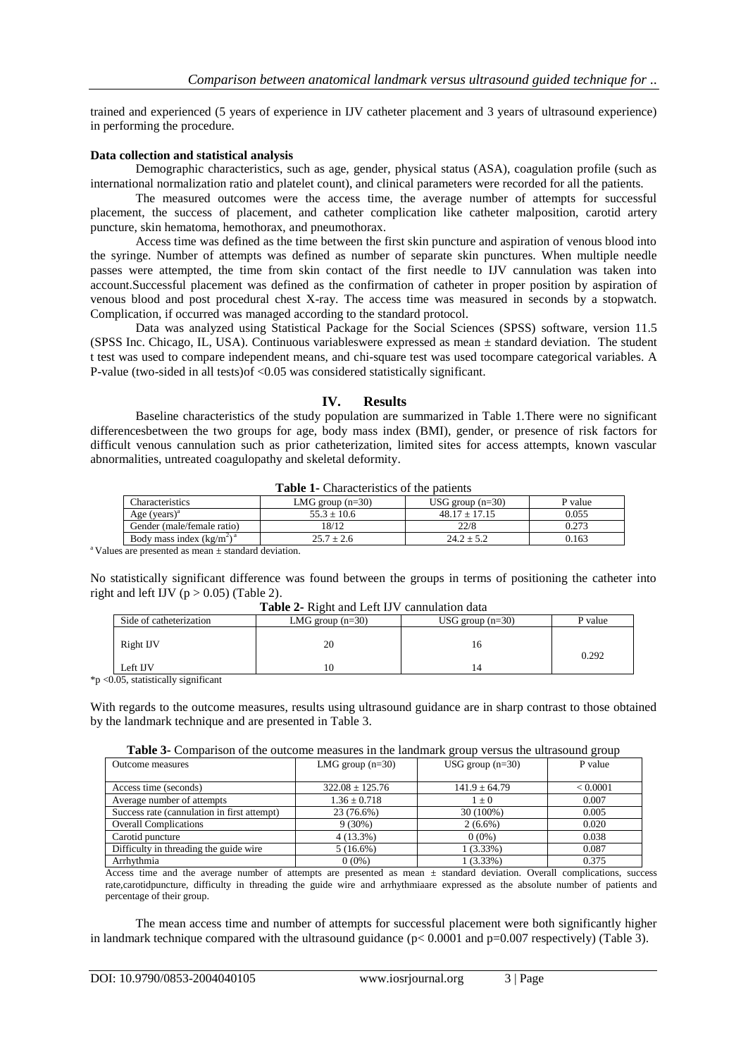trained and experienced (5 years of experience in IJV catheter placement and 3 years of ultrasound experience) in performing the procedure.

**Data collection and statistical analysis**

Demographic characteristics, such as age, gender, physical status (ASA), coagulation profile (such as international normalization ratio and platelet count), and clinical parameters were recorded for all the patients.

The measured outcomes were the access time, the average number of attempts for successful placement, the success of placement, and catheter complication like catheter malposition, carotid artery puncture, skin hematoma, hemothorax, and pneumothorax.

Access time was defined as the time between the first skin puncture and aspiration of venous blood into the syringe. Number of attempts was defined as number of separate skin punctures. When multiple needle passes were attempted, the time from skin contact of the first needle to IJV cannulation was taken into account.Successful placement was defined as the confirmation of catheter in proper position by aspiration of venous blood and post procedural chest X-ray. The access time was measured in seconds by a stopwatch. Complication, if occurred was managed according to the standard protocol.

Data was analyzed using Statistical Package for the Social Sciences (SPSS) software, version 11.5 (SPSS Inc. Chicago, IL, USA). Continuous variableswere expressed as mean ± standard deviation. The student t test was used to compare independent means, and chi-square test was used tocompare categorical variables. A P-value (two-sided in all tests)of <0.05 was considered statistically significant.

## IV. Results

Baseline characteristics of the study population are summarized in Table 1.There were no significant differencesbetween the two groups for age, body mass index (BMI), gender, or presence of risk factors for difficult venous cannulation such as prior catheterization, limited sites for access attempts, known vascular abnormalities, untreated coagulopathy and skeletal deformity.

**Table 1-** Characteristics of the patients

| Characteristics | LMG group (n=30) | USG group (n=30) | P value |
|---|---|---|---|
| Age (years)[a] | 55.3 ± 10.6 | 48.17 ± 17.15 | 0.055 |
| Gender (male/female ratio) | 18/12 | 22/8 | 0.273 |
| Body mass index ($kg/m^2$)[a] | 25.7 ± 2.6 | 24.2 ± 5.2 | 0.163 |

[a] Values are presented as mean ± standard deviation.

No statistically significant difference was found between the groups in terms of positioning the catheter into right and left IJV ($p > 0.05$) (Table 2).

**Table 2-** Right and Left IJV cannulation data

| Side of catheterization | LMG group (n=30) | USG group (n=30) | P value |
|---|---|---|---|
| Right IJV | 20 | 16 | 0.292 |
| Left IJV | 10 | 14 | |

*p <0.05, statistically significant

With regards to the outcome measures, results using ultrasound guidance are in sharp contrast to those obtained by the landmark technique and are presented in Table 3.

**Table 3-** Comparison of the outcome measures in the landmark group versus the ultrasound group

| Outcome measures | LMG group (n=30) | USG group (n=30) | P value |
|---|---|---|---|
| Access time (seconds) | 322.08 ± 125.76 | 141.9 ± 64.79 | < 0.0001 |
| Average number of attempts | 1.36 ± 0.718 | 1 ± 0 | 0.007 |
| Success rate (cannulation in first attempt) | 23 (76.6%) | 30 (100%) | 0.005 |
| Overall Complications | 9 (30%) | 2 (6.6%) | 0.020 |
| Carotid puncture | 4 (13.3%) | 0 (0%) | 0.038 |
| Difficulty in threading the guide wire | 5 (16.6%) | 1 (3.33%) | 0.087 |
| Arrhythmia | 0 (0%) | 1 (3.33%) | 0.375 |

Access time and the average number of attempts are presented as mean ± standard deviation. Overall complications, success rate,carotidpuncture, difficulty in threading the guide wire and arrhythmiaare expressed as the absolute number of patients and percentage of their group.

The mean access time and number of attempts for successful placement were both significantly higher in landmark technique compared with the ultrasound guidance ($p< 0.0001$ and $p=0.007$ respectively) (Table 3).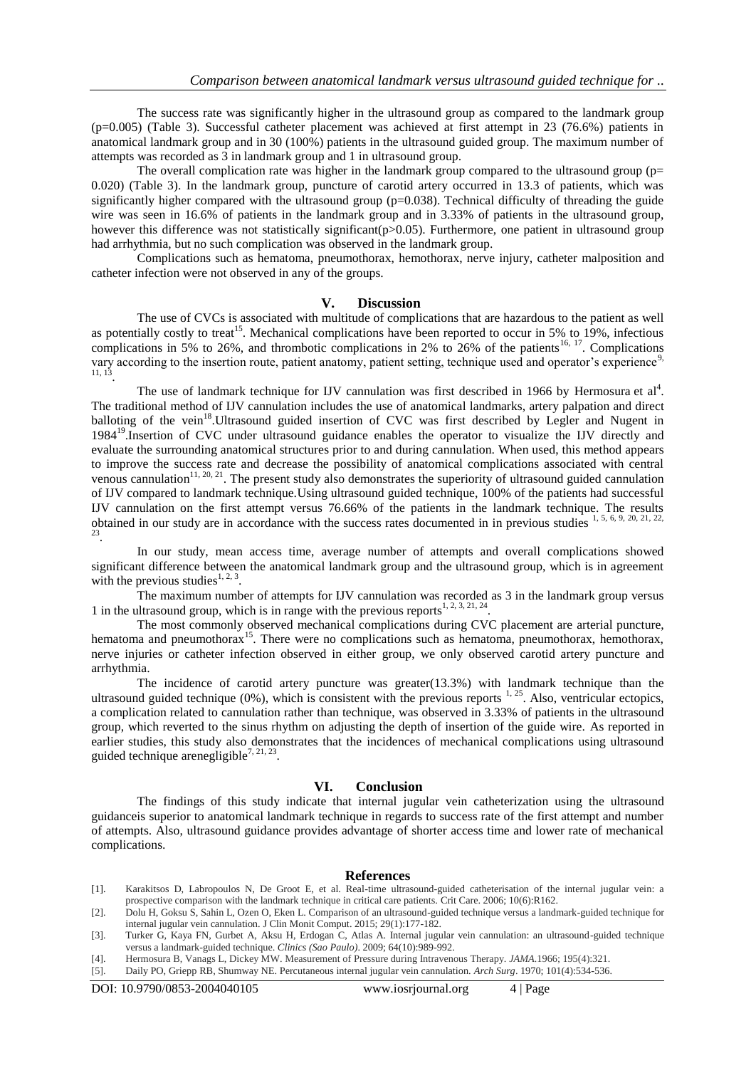The success rate was significantly higher in the ultrasound group as compared to the landmark group (p=0.005) (Table 3). Successful catheter placement was achieved at first attempt in 23 (76.6%) patients in anatomical landmark group and in 30 (100%) patients in the ultrasound guided group. The maximum number of attempts was recorded as 3 in landmark group and 1 in ultrasound group.

The overall complication rate was higher in the landmark group compared to the ultrasound group (p= 0.020) (Table 3). In the landmark group, puncture of carotid artery occurred in 13.3 of patients, which was significantly higher compared with the ultrasound group (p=0.038). Technical difficulty of threading the guide wire was seen in 16.6% of patients in the landmark group and in 3.33% of patients in the ultrasound group, however this difference was not statistically significant(p>0.05). Furthermore, one patient in ultrasound group had arrhythmia, but no such complication was observed in the landmark group.

Complications such as hematoma, pneumothorax, hemothorax, nerve injury, catheter malposition and catheter infection were not observed in any of the groups.

## V. Discussion

The use of CVCs is associated with multitude of complications that are hazardous to the patient as well as potentially costly to treat[15]. Mechanical complications have been reported to occur in 5% to 19%, infectious complications in 5% to 26%, and thrombotic complications in 2% to 26% of the patients[16, 17]. Complications vary according to the insertion route, patient anatomy, patient setting, technique used and operator's experience[9, 11, 13].

The use of landmark technique for IJV cannulation was first described in 1966 by Hermosura et al[4]. The traditional method of IJV cannulation includes the use of anatomical landmarks, artery palpation and direct balloting of the vein[18].Ultrasound guided insertion of CVC was first described by Legler and Nugent in 1984[19].Insertion of CVC under ultrasound guidance enables the operator to visualize the IJV directly and evaluate the surrounding anatomical structures prior to and during cannulation. When used, this method appears to improve the success rate and decrease the possibility of anatomical complications associated with central venous cannulation[11, 20, 21]. The present study also demonstrates the superiority of ultrasound guided cannulation of IJV compared to landmark technique.Using ultrasound guided technique, 100% of the patients had successful IJV cannulation on the first attempt versus 76.66% of the patients in the landmark technique. The results obtained in our study are in accordance with the success rates documented in in previous studies [1, 5, 6, 9, 20, 21, 22, 23].

In our study, mean access time, average number of attempts and overall complications showed significant difference between the anatomical landmark group and the ultrasound group, which is in agreement with the previous studies[1, 2, 3].

The maximum number of attempts for IJV cannulation was recorded as 3 in the landmark group versus 1 in the ultrasound group, which is in range with the previous reports[1, 2, 3, 21, 24].

The most commonly observed mechanical complications during CVC placement are arterial puncture, hematoma and pneumothorax[15]. There were no complications such as hematoma, pneumothorax, hemothorax, nerve injuries or catheter infection observed in either group, we only observed carotid artery puncture and arrhythmia.

The incidence of carotid artery puncture was greater(13.3%) with landmark technique than the ultrasound guided technique (0%), which is consistent with the previous reports [1, 25]. Also, ventricular ectopics, a complication related to cannulation rather than technique, was observed in 3.33% of patients in the ultrasound group, which reverted to the sinus rhythm on adjusting the depth of insertion of the guide wire. As reported in earlier studies, this study also demonstrates that the incidences of mechanical complications using ultrasound guided technique arenegligible[7, 21, 23].

## VI. Conclusion

The findings of this study indicate that internal jugular vein catheterization using the ultrasound guidanceis superior to anatomical landmark technique in regards to success rate of the first attempt and number of attempts. Also, ultrasound guidance provides advantage of shorter access time and lower rate of mechanical complications.

## References

[1]. Karakitsos D, Labropoulos N, De Groot E, et al. Real-time ultrasound-guided catheterisation of the internal jugular vein: a prospective comparison with the landmark technique in critical care patients. Crit Care. 2006; 10(6):R162.

[2]. Dolu H, Goksu S, Sahin L, Ozen O, Eken L. Comparison of an ultrasound-guided technique versus a landmark-guided technique for internal jugular vein cannulation. J Clin Monit Comput. 2015; 29(1):177-182.

[3]. Turker G, Kaya FN, Gurbet A, Aksu H, Erdogan C, Atlas A. Internal jugular vein cannulation: an ultrasound-guided technique versus a landmark-guided technique. *Clinics (Sao Paulo)*. 2009; 64(10):989-992.

[4]. Hermosura B, Vanags L, Dickey MW. Measurement of Pressure during Intravenous Therapy. *JAMA*.1966; 195(4):321.

[5]. Daily PO, Griepp RB, Shumway NE. Percutaneous internal jugular vein cannulation. *Arch Surg*. 1970; 101(4):534-536.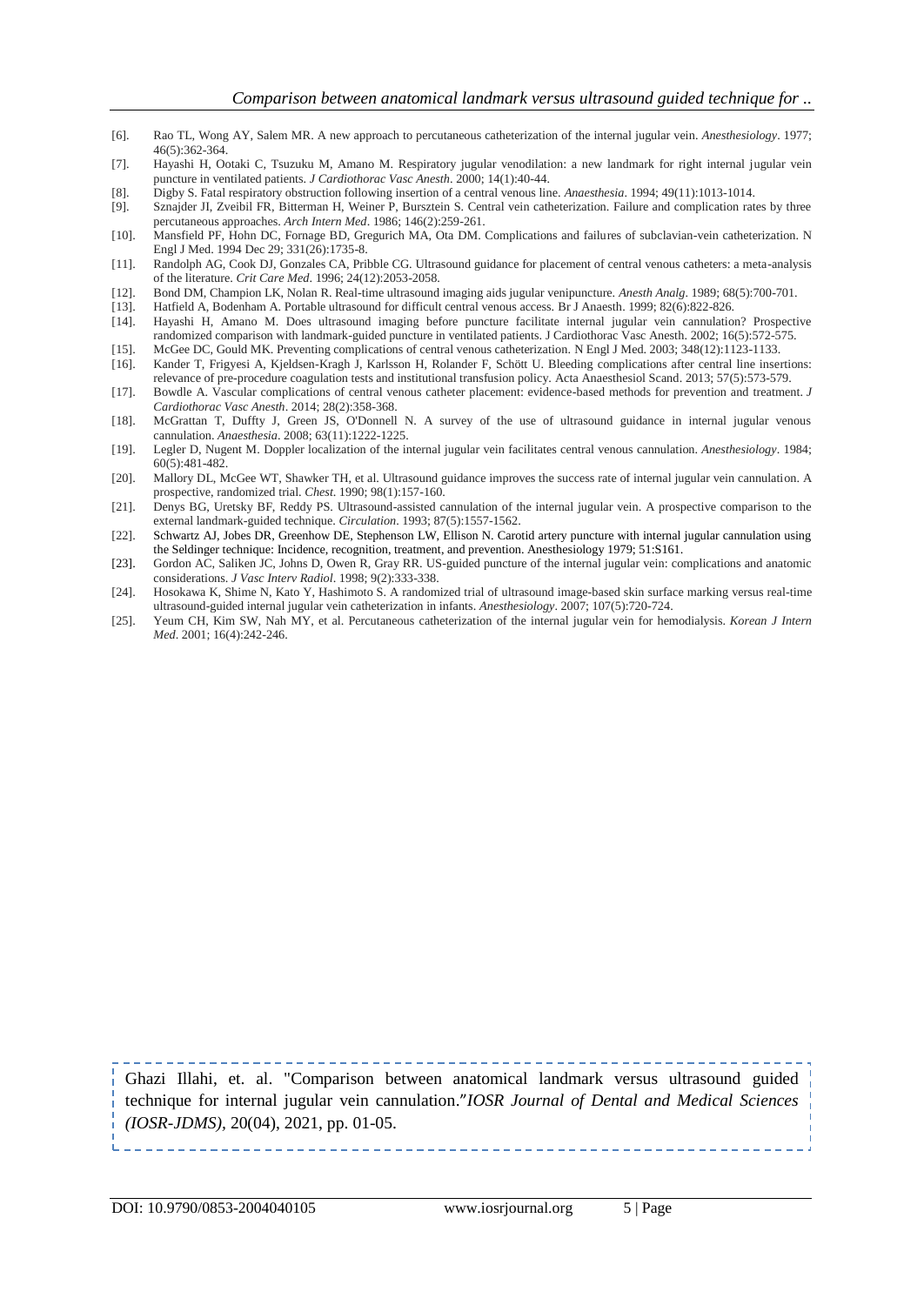[6]. Rao TL, Wong AY, Salem MR. A new approach to percutaneous catheterization of the internal jugular vein. *Anesthesiology*. 1977; 46(5):362-364.

[7]. Hayashi H, Ootaki C, Tsuzuku M, Amano M. Respiratory jugular venodilation: a new landmark for right internal jugular vein puncture in ventilated patients. *J Cardiothorac Vasc Anesth*. 2000; 14(1):40-44.

[8]. Digby S. Fatal respiratory obstruction following insertion of a central venous line. *Anaesthesia*. 1994; 49(11):1013-1014.

[9]. Sznajder JI, Zveibil FR, Bitterman H, Weiner P, Bursztein S. Central vein catheterization. Failure and complication rates by three percutaneous approaches. *Arch Intern Med*. 1986; 146(2):259-261.

[10]. Mansfield PF, Hohn DC, Fornage BD, Gregurich MA, Ota DM. Complications and failures of subclavian-vein catheterization. N Engl J Med. 1994 Dec 29; 331(26):1735-8.

[11]. Randolph AG, Cook DJ, Gonzales CA, Pribble CG. Ultrasound guidance for placement of central venous catheters: a meta-analysis of the literature. *Crit Care Med*. 1996; 24(12):2053-2058.

[12]. Bond DM, Champion LK, Nolan R. Real-time ultrasound imaging aids jugular venipuncture. *Anesth Analg*. 1989; 68(5):700-701.

[13]. Hatfield A, Bodenham A. Portable ultrasound for difficult central venous access. Br J Anaesth. 1999; 82(6):822-826.

[14]. Hayashi H, Amano M. Does ultrasound imaging before puncture facilitate internal jugular vein cannulation? Prospective randomized comparison with landmark-guided puncture in ventilated patients. J Cardiothorac Vasc Anesth. 2002; 16(5):572-575.

[15]. McGee DC, Gould MK. Preventing complications of central venous catheterization. N Engl J Med. 2003; 348(12):1123-1133.

[16]. Kander T, Frigyesi A, Kjeldsen-Kragh J, Karlsson H, Rolander F, Schött U. Bleeding complications after central line insertions: relevance of pre-procedure coagulation tests and institutional transfusion policy. Acta Anaesthesiol Scand. 2013; 57(5):573-579.

[17]. Bowdle A. Vascular complications of central venous catheter placement: evidence-based methods for prevention and treatment. *J Cardiothorac Vasc Anesth*. 2014; 28(2):358-368.

[18]. McGrattan T, Duffty J, Green JS, O'Donnell N. A survey of the use of ultrasound guidance in internal jugular venous cannulation. *Anaesthesia*. 2008; 63(11):1222-1225.

[19]. Legler D, Nugent M. Doppler localization of the internal jugular vein facilitates central venous cannulation. *Anesthesiology*. 1984; 60(5):481-482.

[20]. Mallory DL, McGee WT, Shawker TH, et al. Ultrasound guidance improves the success rate of internal jugular vein cannulation. A prospective, randomized trial. *Chest*. 1990; 98(1):157-160.

[21]. Denys BG, Uretsky BF, Reddy PS. Ultrasound-assisted cannulation of the internal jugular vein. A prospective comparison to the external landmark-guided technique. *Circulation*. 1993; 87(5):1557-1562.

[22]. Schwartz AJ, Jobes DR, Greenhow DE, Stephenson LW, Ellison N. Carotid artery puncture with internal jugular cannulation using the Seldinger technique: Incidence, recognition, treatment, and prevention. Anesthesiology 1979; 51:S161.

[23]. Gordon AC, Saliken JC, Johns D, Owen R, Gray RR. US-guided puncture of the internal jugular vein: complications and anatomic considerations. *J Vasc Interv Radiol*. 1998; 9(2):333-338.

[24]. Hosokawa K, Shime N, Kato Y, Hashimoto S. A randomized trial of ultrasound image-based skin surface marking versus real-time ultrasound-guided internal jugular vein catheterization in infants. *Anesthesiology*. 2007; 107(5):720-724.

[25]. Yeum CH, Kim SW, Nah MY, et al. Percutaneous catheterization of the internal jugular vein for hemodialysis. *Korean J Intern Med*. 2001; 16(4):242-246.

Ghazi Illahi, et. al. "Comparison between anatomical landmark versus ultrasound guided technique for internal jugular vein cannulation."*IOSR Journal of Dental and Medical Sciences (IOSR-JDMS)*, 20(04), 2021, pp. 01-05.